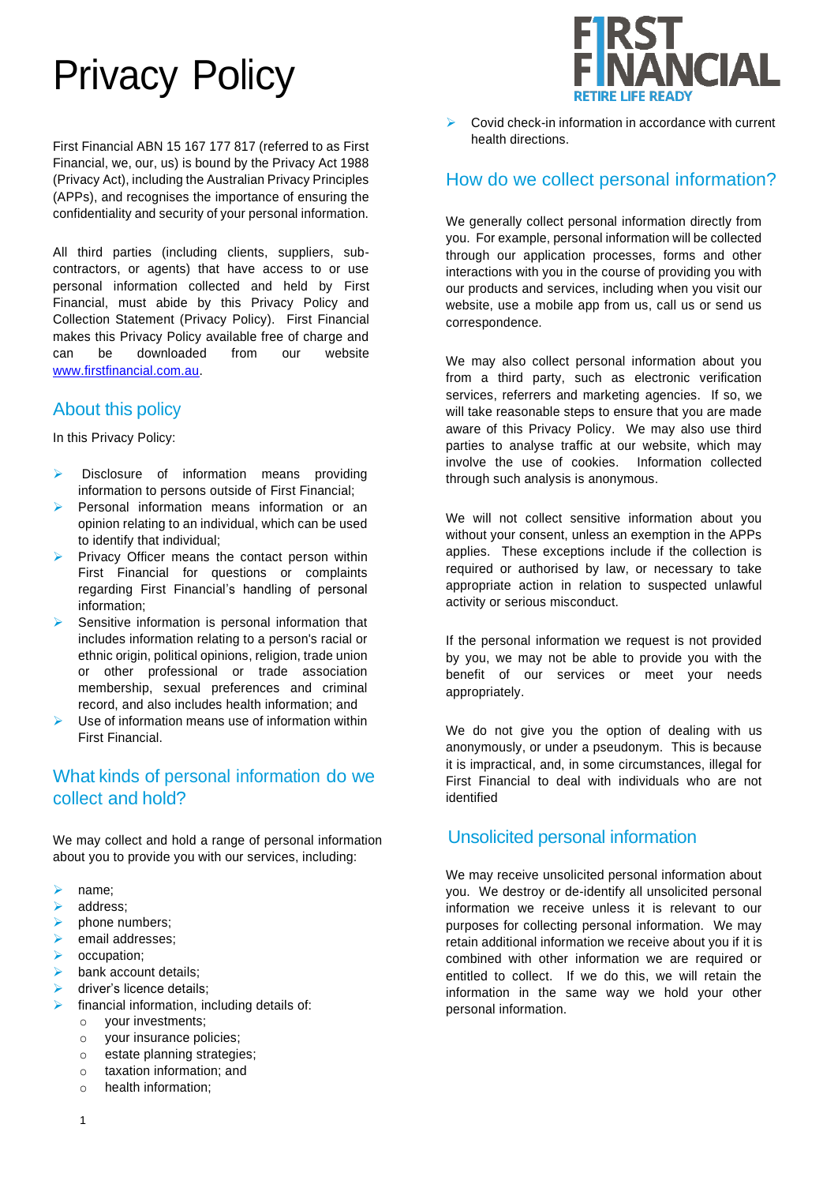# Privacy Policy

First Financial ABN 15 167 177 817 (referred to as First Financial, we, our, us) is bound by the Privacy Act 1988 (Privacy Act), including the Australian Privacy Principles (APPs), and recognises the importance of ensuring the confidentiality and security of your personal information.

All third parties (including clients, suppliers, sub-contractors, or agents) that have access to or use personal information collected and held by First Financial, must abide by this Privacy Policy and Collection Statement (Privacy Policy). First Financial makes this Privacy Policy available free of charge and can be downloaded from our website [www.firstfinancial.com.au](http://www.firstfinancial.com.au).

## About this policy

In this Privacy Policy:

- Disclosure of information means providing information to persons outside of First Financial;
- Personal information means information or an opinion relating to an individual, which can be used to identify that individual;
- Privacy Officer means the contact person within First Financial for questions or complaints regarding First Financial's handling of personal information;
- Sensitive information is personal information that includes information relating to a person's racial or ethnic origin, political opinions, religion, trade union or other professional or trade association membership, sexual preferences and criminal record, and also includes health information; and
- Use of information means use of information within First Financial.

## What kinds of personal information do we collect and hold?

We may collect and hold a range of personal information about you to provide you with our services, including:

- name;
- address;
- phone numbers;
- email addresses;
- occupation;
- bank account details;
- driver's licence details;
- financial information, including details of:
  - your investments;
  - your insurance policies;
  - estate planning strategies;
  - taxation information; and
  - health information;
- Covid check-in information in accordance with current health directions.

## How do we collect personal information?

We generally collect personal information directly from you. For example, personal information will be collected through our application processes, forms and other interactions with you in the course of providing you with our products and services, including when you visit our website, use a mobile app from us, call us or send us correspondence.

We may also collect personal information about you from a third party, such as electronic verification services, referrers and marketing agencies. If so, we will take reasonable steps to ensure that you are made aware of this Privacy Policy. We may also use third parties to analyse traffic at our website, which may involve the use of cookies. Information collected through such analysis is anonymous.

We will not collect sensitive information about you without your consent, unless an exemption in the APPs applies. These exceptions include if the collection is required or authorised by law, or necessary to take appropriate action in relation to suspected unlawful activity or serious misconduct.

If the personal information we request is not provided by you, we may not be able to provide you with the benefit of our services or meet your needs appropriately.

We do not give you the option of dealing with us anonymously, or under a pseudonym. This is because it is impractical, and, in some circumstances, illegal for First Financial to deal with individuals who are not identified

## Unsolicited personal information

We may receive unsolicited personal information about you. We destroy or de-identify all unsolicited personal information we receive unless it is relevant to our purposes for collecting personal information. We may retain additional information we receive about you if it is combined with other information we are required or entitled to collect. If we do this, we will retain the information in the same way we hold your other personal information.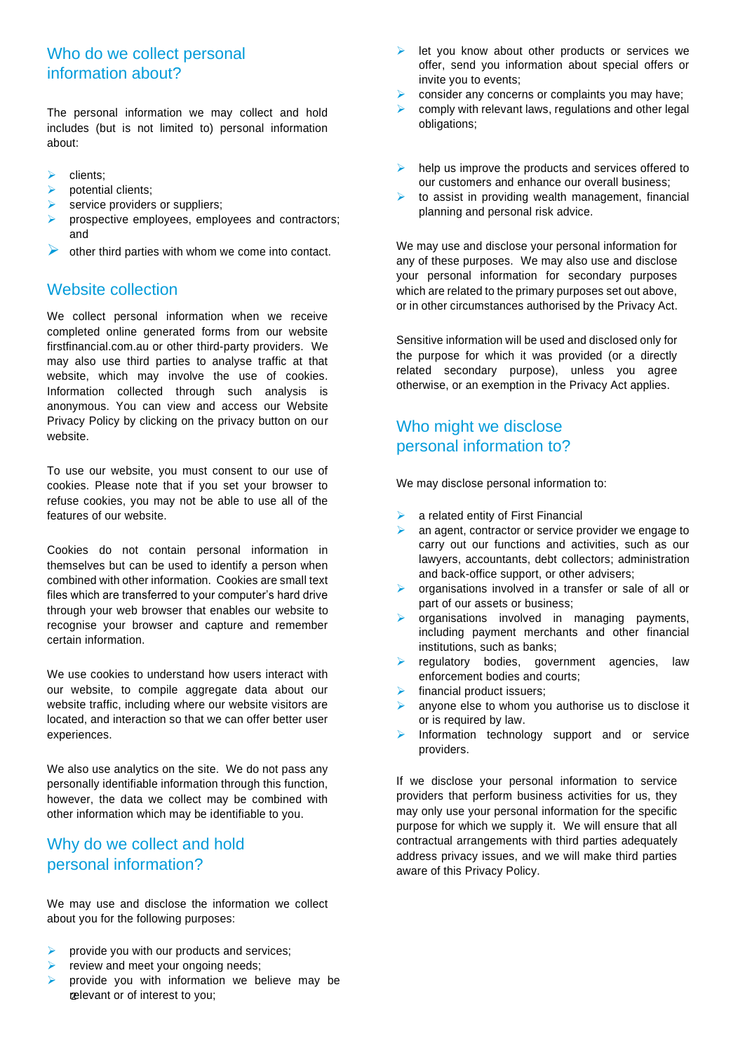## Who do we collect personal information about?

The personal information we may collect and hold includes (but is not limited to) personal information about:

- clients;
- potential clients;
- service providers or suppliers;
- prospective employees, employees and contractors; and
- other third parties with whom we come into contact.

## Website collection

We collect personal information when we receive completed online generated forms from our website firstfinancial.com.au or other third-party providers. We may also use third parties to analyse traffic at that website, which may involve the use of cookies. Information collected through such analysis is anonymous. You can view and access our Website Privacy Policy by clicking on the privacy button on our website.

To use our website, you must consent to our use of cookies. Please note that if you set your browser to refuse cookies, you may not be able to use all of the features of our website.

Cookies do not contain personal information in themselves but can be used to identify a person when combined with other information. Cookies are small text files which are transferred to your computer's hard drive through your web browser that enables our website to recognise your browser and capture and remember certain information.

We use cookies to understand how users interact with our website, to compile aggregate data about our website traffic, including where our website visitors are located, and interaction so that we can offer better user experiences.

We also use analytics on the site. We do not pass any personally identifiable information through this function, however, the data we collect may be combined with other information which may be identifiable to you.

## Why do we collect and hold personal information?

We may use and disclose the information we collect about you for the following purposes:

- provide you with our products and services;
- review and meet your ongoing needs;
- provide you with information we believe may be relevant or of interest to you;
- let you know about other products or services we offer, send you information about special offers or invite you to events;
- consider any concerns or complaints you may have;
- comply with relevant laws, regulations and other legal obligations;
- help us improve the products and services offered to our customers and enhance our overall business;
- to assist in providing wealth management, financial planning and personal risk advice.

We may use and disclose your personal information for any of these purposes. We may also use and disclose your personal information for secondary purposes which are related to the primary purposes set out above, or in other circumstances authorised by the Privacy Act.

Sensitive information will be used and disclosed only for the purpose for which it was provided (or a directly related secondary purpose), unless you agree otherwise, or an exemption in the Privacy Act applies.

## Who might we disclose personal information to?

We may disclose personal information to:

- a related entity of First Financial
- an agent, contractor or service provider we engage to carry out our functions and activities, such as our lawyers, accountants, debt collectors; administration and back-office support, or other advisers;
- organisations involved in a transfer or sale of all or part of our assets or business;
- organisations involved in managing payments, including payment merchants and other financial institutions, such as banks;
- regulatory bodies, government agencies, law enforcement bodies and courts;
- financial product issuers;
- anyone else to whom you authorise us to disclose it or is required by law.
- Information technology support and or service providers.

If we disclose your personal information to service providers that perform business activities for us, they may only use your personal information for the specific purpose for which we supply it. We will ensure that all contractual arrangements with third parties adequately address privacy issues, and we will make third parties aware of this Privacy Policy.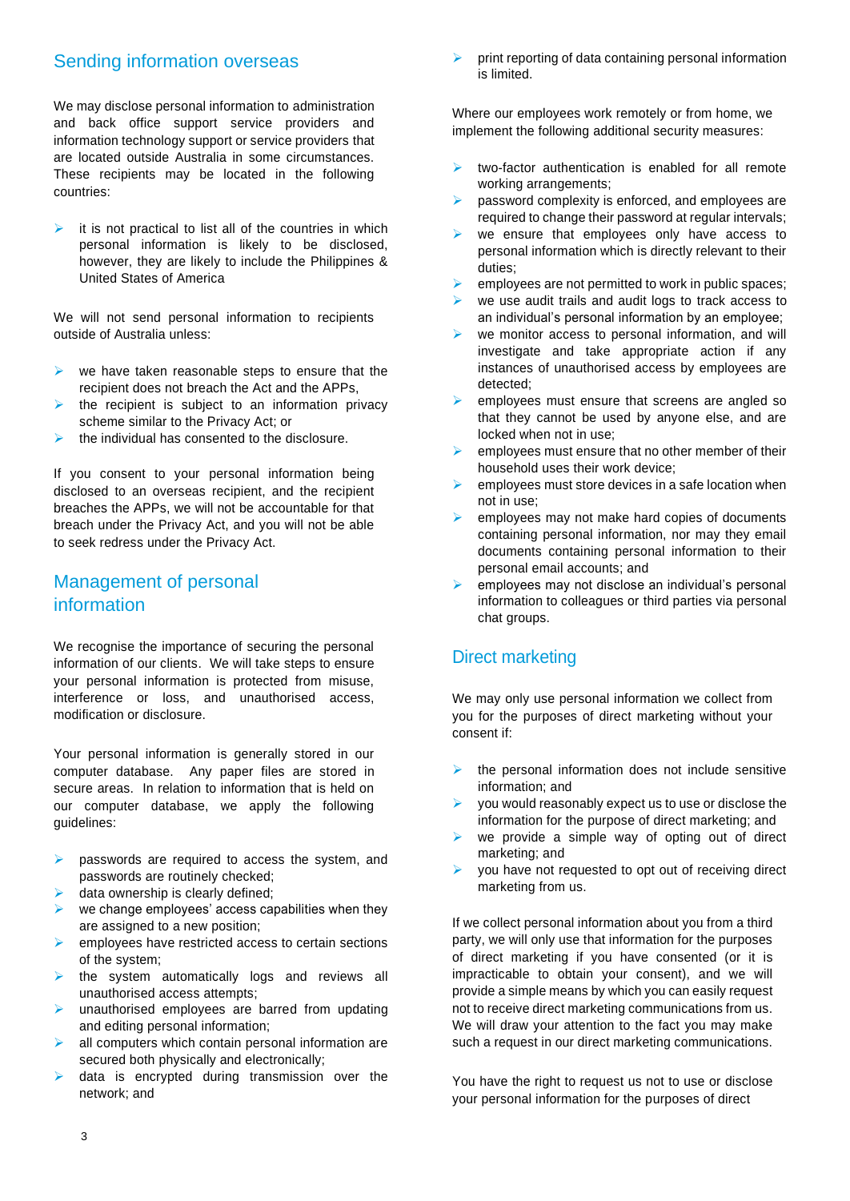## Sending information overseas

We may disclose personal information to administration and back office support service providers and information technology support or service providers that are located outside Australia in some circumstances. These recipients may be located in the following countries:

- it is not practical to list all of the countries in which personal information is likely to be disclosed, however, they are likely to include the Philippines & United States of America

We will not send personal information to recipients outside of Australia unless:

- we have taken reasonable steps to ensure that the recipient does not breach the Act and the APPs,
- the recipient is subject to an information privacy scheme similar to the Privacy Act; or
- the individual has consented to the disclosure.

If you consent to your personal information being disclosed to an overseas recipient, and the recipient breaches the APPs, we will not be accountable for that breach under the Privacy Act, and you will not be able to seek redress under the Privacy Act.

## Management of personal information

We recognise the importance of securing the personal information of our clients. We will take steps to ensure your personal information is protected from misuse, interference or loss, and unauthorised access, modification or disclosure.

Your personal information is generally stored in our computer database. Any paper files are stored in secure areas. In relation to information that is held on our computer database, we apply the following guidelines:

- passwords are required to access the system, and passwords are routinely checked;
- data ownership is clearly defined;
- we change employees' access capabilities when they are assigned to a new position;
- employees have restricted access to certain sections of the system;
- the system automatically logs and reviews all unauthorised access attempts;
- unauthorised employees are barred from updating and editing personal information;
- all computers which contain personal information are secured both physically and electronically;
- data is encrypted during transmission over the network; and
- print reporting of data containing personal information is limited.

Where our employees work remotely or from home, we implement the following additional security measures:

- two-factor authentication is enabled for all remote working arrangements;
- password complexity is enforced, and employees are required to change their password at regular intervals;
- we ensure that employees only have access to personal information which is directly relevant to their duties;
- employees are not permitted to work in public spaces;
- we use audit trails and audit logs to track access to an individual's personal information by an employee;
- we monitor access to personal information, and will investigate and take appropriate action if any instances of unauthorised access by employees are detected;
- employees must ensure that screens are angled so that they cannot be used by anyone else, and are locked when not in use;
- employees must ensure that no other member of their household uses their work device;
- employees must store devices in a safe location when not in use;
- employees may not make hard copies of documents containing personal information, nor may they email documents containing personal information to their personal email accounts; and
- employees may not disclose an individual's personal information to colleagues or third parties via personal chat groups.

## Direct marketing

We may only use personal information we collect from you for the purposes of direct marketing without your consent if:

- the personal information does not include sensitive information; and
- you would reasonably expect us to use or disclose the information for the purpose of direct marketing; and
- we provide a simple way of opting out of direct marketing; and
- you have not requested to opt out of receiving direct marketing from us.

If we collect personal information about you from a third party, we will only use that information for the purposes of direct marketing if you have consented (or it is impracticable to obtain your consent), and we will provide a simple means by which you can easily request not to receive direct marketing communications from us. We will draw your attention to the fact you may make such a request in our direct marketing communications.

You have the right to request us not to use or disclose your personal information for the purposes of direct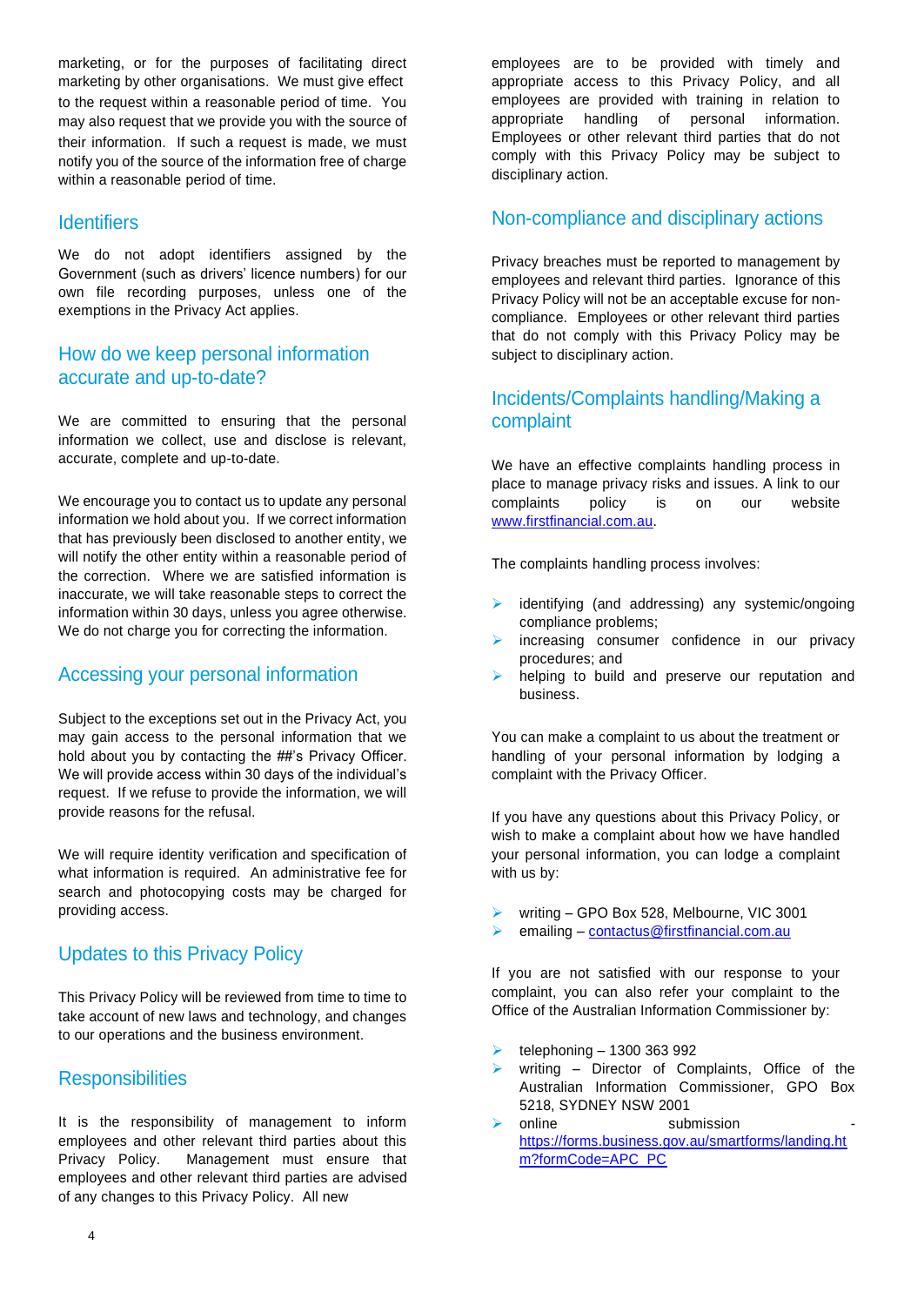marketing, or for the purposes of facilitating direct marketing by other organisations. We must give effect to the request within a reasonable period of time. You may also request that we provide you with the source of their information. If such a request is made, we must notify you of the source of the information free of charge within a reasonable period of time.

## Identifiers

We do not adopt identifiers assigned by the Government (such as drivers' licence numbers) for our own file recording purposes, unless one of the exemptions in the Privacy Act applies.

## How do we keep personal information accurate and up-to-date?

We are committed to ensuring that the personal information we collect, use and disclose is relevant, accurate, complete and up-to-date.

We encourage you to contact us to update any personal information we hold about you. If we correct information that has previously been disclosed to another entity, we will notify the other entity within a reasonable period of the correction. Where we are satisfied information is inaccurate, we will take reasonable steps to correct the information within 30 days, unless you agree otherwise. We do not charge you for correcting the information.

## Accessing your personal information

Subject to the exceptions set out in the Privacy Act, you may gain access to the personal information that we hold about you by contacting the ##'s Privacy Officer. We will provide access within 30 days of the individual's request. If we refuse to provide the information, we will provide reasons for the refusal.

We will require identity verification and specification of what information is required. An administrative fee for search and photocopying costs may be charged for providing access.

## Updates to this Privacy Policy

This Privacy Policy will be reviewed from time to time to take account of new laws and technology, and changes to our operations and the business environment.

## Responsibilities

It is the responsibility of management to inform employees and other relevant third parties about this Privacy Policy. Management must ensure that employees and other relevant third parties are advised of any changes to this Privacy Policy. All new employees are to be provided with timely and appropriate access to this Privacy Policy, and all employees are provided with training in relation to appropriate handling of personal information. Employees or other relevant third parties that do not comply with this Privacy Policy may be subject to disciplinary action.

## Non-compliance and disciplinary actions

Privacy breaches must be reported to management by employees and relevant third parties. Ignorance of this Privacy Policy will not be an acceptable excuse for non-compliance. Employees or other relevant third parties that do not comply with this Privacy Policy may be subject to disciplinary action.

## Incidents/Complaints handling/Making a complaint

We have an effective complaints handling process in place to manage privacy risks and issues. A link to our complaints policy is on our website [www.firstfinancial.com.au](www.firstfinancial.com.au).

The complaints handling process involves:

- identifying (and addressing) any systemic/ongoing compliance problems;
- increasing consumer confidence in our privacy procedures; and
- helping to build and preserve our reputation and business.

You can make a complaint to us about the treatment or handling of your personal information by lodging a complaint with the Privacy Officer.

If you have any questions about this Privacy Policy, or wish to make a complaint about how we have handled your personal information, you can lodge a complaint with us by:

- writing – GPO Box 528, Melbourne, VIC 3001
- emailing – [contactus@firstfinancial.com.au](mailto:contactus@firstfinancial.com.au)

If you are not satisfied with our response to your complaint, you can also refer your complaint to the Office of the Australian Information Commissioner by:

- telephoning – 1300 363 992
- writing – Director of Complaints, Office of the Australian Information Commissioner, GPO Box 5218, SYDNEY NSW 2001
- online submission - [https://forms.business.gov.au/smartforms/landing.htm?formCode=APC_PC](https://forms.business.gov.au/smartforms/landing.htm?formCode=APC_PC)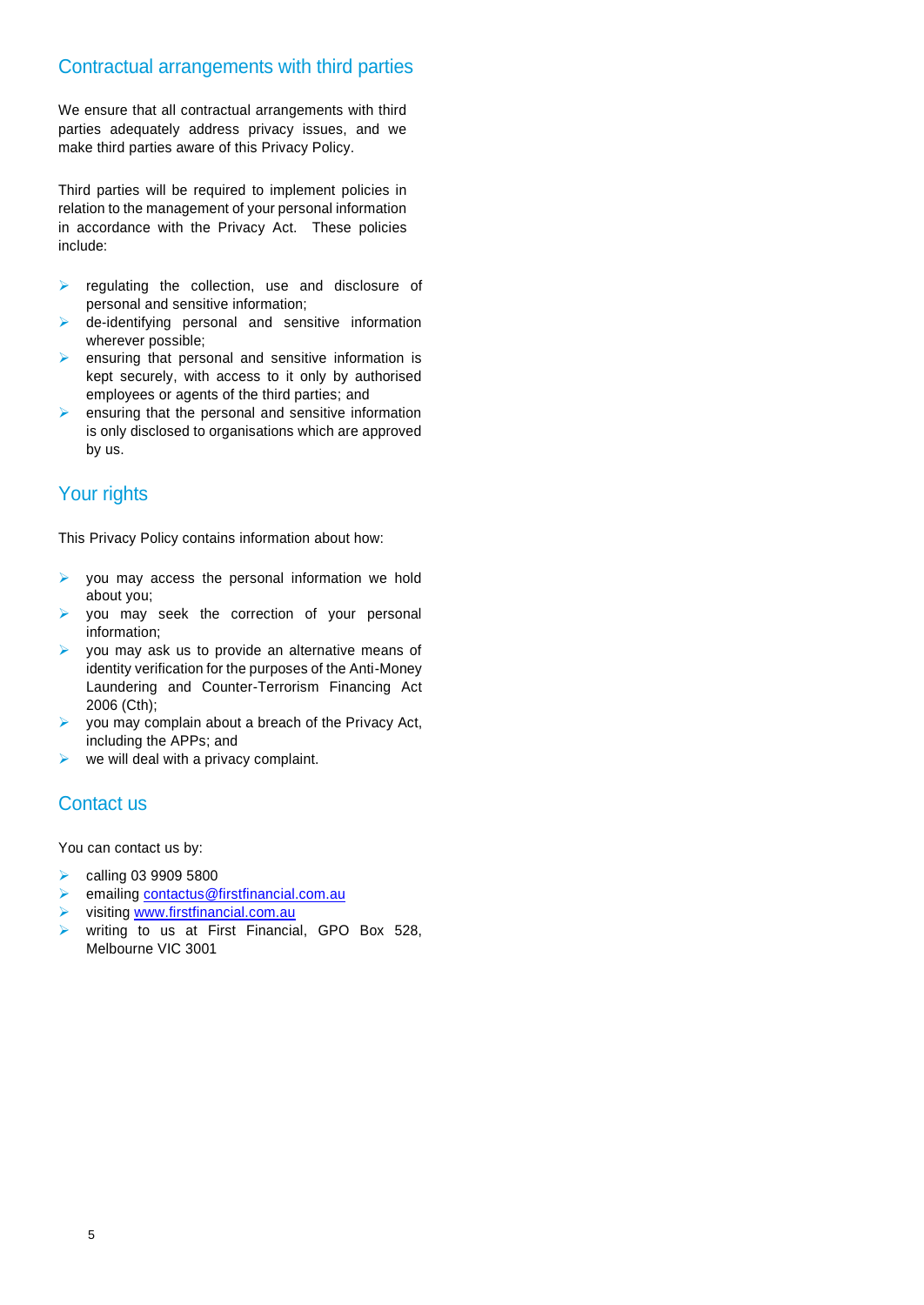## Contractual arrangements with third parties

We ensure that all contractual arrangements with third parties adequately address privacy issues, and we make third parties aware of this Privacy Policy.

Third parties will be required to implement policies in relation to the management of your personal information in accordance with the Privacy Act. These policies include:

- regulating the collection, use and disclosure of personal and sensitive information;
- de-identifying personal and sensitive information wherever possible;
- ensuring that personal and sensitive information is kept securely, with access to it only by authorised employees or agents of the third parties; and
- ensuring that the personal and sensitive information is only disclosed to organisations which are approved by us.

## Your rights

This Privacy Policy contains information about how:

- you may access the personal information we hold about you;
- you may seek the correction of your personal information;
- you may ask us to provide an alternative means of identity verification for the purposes of the Anti-Money Laundering and Counter-Terrorism Financing Act 2006 (Cth);
- you may complain about a breach of the Privacy Act, including the APPs; and
- we will deal with a privacy complaint.

## Contact us

You can contact us by:

- calling 03 9909 5800
- emailing [contactus@firstfinancial.com.au](mailto:contactus@firstfinancial.com.au)
- visiting [www.firstfinancial.com.au](http://www.firstfinancial.com.au)
- writing to us at First Financial, GPO Box 528, Melbourne VIC 3001